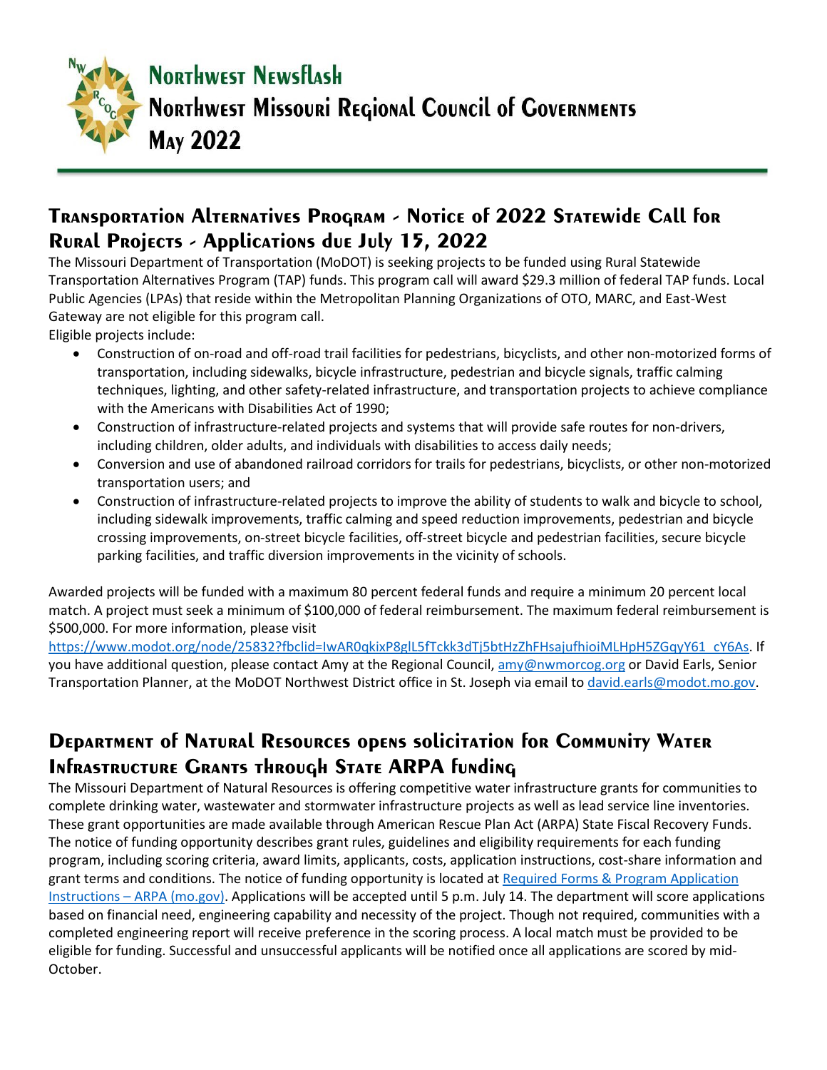# Northwest Newsflash
# Northwest Missouri Regional Council of Governments
# May 2022

## Transportation Alternatives Program - Notice of 2022 Statewide Call for Rural Projects - Applications due July 15, 2022

The Missouri Department of Transportation (MoDOT) is seeking projects to be funded using Rural Statewide Transportation Alternatives Program (TAP) funds. This program call will award $29.3 million of federal TAP funds. Local Public Agencies (LPAs) that reside within the Metropolitan Planning Organizations of OTO, MARC, and East-West Gateway are not eligible for this program call.

Eligible projects include:

- Construction of on-road and off-road trail facilities for pedestrians, bicyclists, and other non-motorized forms of transportation, including sidewalks, bicycle infrastructure, pedestrian and bicycle signals, traffic calming techniques, lighting, and other safety-related infrastructure, and transportation projects to achieve compliance with the Americans with Disabilities Act of 1990;
- Construction of infrastructure-related projects and systems that will provide safe routes for non-drivers, including children, older adults, and individuals with disabilities to access daily needs;
- Conversion and use of abandoned railroad corridors for trails for pedestrians, bicyclists, or other non-motorized transportation users; and
- Construction of infrastructure-related projects to improve the ability of students to walk and bicycle to school, including sidewalk improvements, traffic calming and speed reduction improvements, pedestrian and bicycle crossing improvements, on-street bicycle facilities, off-street bicycle and pedestrian facilities, secure bicycle parking facilities, and traffic diversion improvements in the vicinity of schools.

Awarded projects will be funded with a maximum 80 percent federal funds and require a minimum 20 percent local match. A project must seek a minimum of $100,000 of federal reimbursement. The maximum federal reimbursement is $500,000. For more information, please visit https://www.modot.org/node/25832?fbclid=IwAR0qkixP8glL5fTckk3dTj5btHzZhFHsajufhioiMLHpH5ZGqyY61_cY6As. If you have additional question, please contact Amy at the Regional Council, amy@nwmorcog.org or David Earls, Senior Transportation Planner, at the MoDOT Northwest District office in St. Joseph via email to david.earls@modot.mo.gov.

## Department of Natural Resources opens solicitation for Community Water Infrastructure Grants through State ARPA funding

The Missouri Department of Natural Resources is offering competitive water infrastructure grants for communities to complete drinking water, wastewater and stormwater infrastructure projects as well as lead service line inventories. These grant opportunities are made available through American Rescue Plan Act (ARPA) State Fiscal Recovery Funds. The notice of funding opportunity describes grant rules, guidelines and eligibility requirements for each funding program, including scoring criteria, award limits, applicants, costs, application instructions, cost-share information and grant terms and conditions. The notice of funding opportunity is located at Required Forms & Program Application Instructions – ARPA (mo.gov). Applications will be accepted until 5 p.m. July 14. The department will score applications based on financial need, engineering capability and necessity of the project. Though not required, communities with a completed engineering report will receive preference in the scoring process. A local match must be provided to be eligible for funding. Successful and unsuccessful applicants will be notified once all applications are scored by mid-October.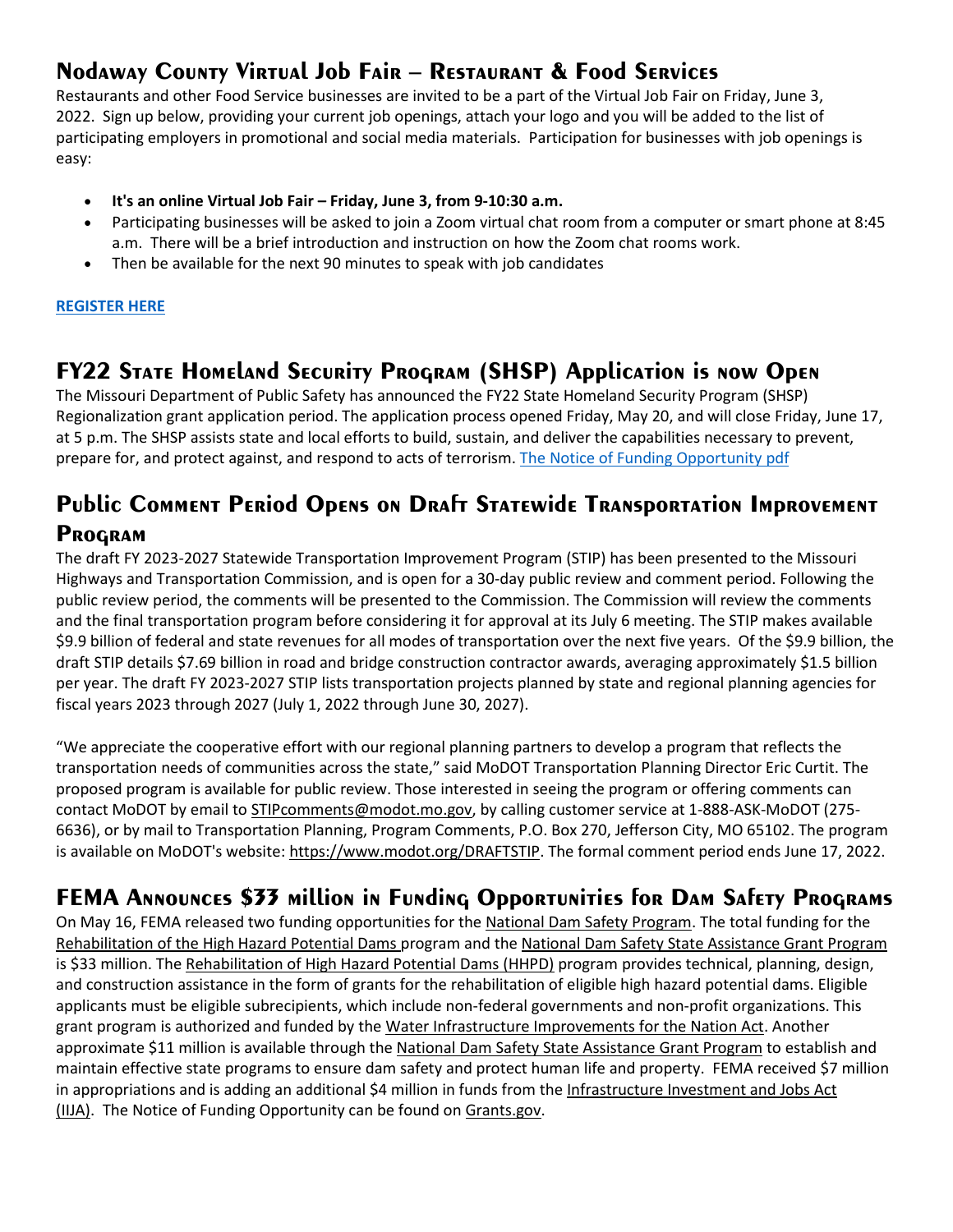## Nodaway County Virtual Job Fair – Restaurant & Food Services

Restaurants and other Food Service businesses are invited to be a part of the Virtual Job Fair on Friday, June 3, 2022. Sign up below, providing your current job openings, attach your logo and you will be added to the list of participating employers in promotional and social media materials. Participation for businesses with job openings is easy:

- **It's an online Virtual Job Fair – Friday, June 3, from 9-10:30 a.m.**
- Participating businesses will be asked to join a Zoom virtual chat room from a computer or smart phone at 8:45 a.m. There will be a brief introduction and instruction on how the Zoom chat rooms work.
- Then be available for the next 90 minutes to speak with job candidates

**REGISTER HERE**

## FY22 State Homeland Security Program (SHSP) Application is now Open

The Missouri Department of Public Safety has announced the FY22 State Homeland Security Program (SHSP) Regionalization grant application period. The application process opened Friday, May 20, and will close Friday, June 17, at 5 p.m. The SHSP assists state and local efforts to build, sustain, and deliver the capabilities necessary to prevent, prepare for, and protect against, and respond to acts of terrorism. The Notice of Funding Opportunity pdf

## Public Comment Period Opens on Draft Statewide Transportation Improvement Program

The draft FY 2023-2027 Statewide Transportation Improvement Program (STIP) has been presented to the Missouri Highways and Transportation Commission, and is open for a 30-day public review and comment period. Following the public review period, the comments will be presented to the Commission. The Commission will review the comments and the final transportation program before considering it for approval at its July 6 meeting. The STIP makes available $9.9 billion of federal and state revenues for all modes of transportation over the next five years. Of the $9.9 billion, the draft STIP details $7.69 billion in road and bridge construction contractor awards, averaging approximately $1.5 billion per year. The draft FY 2023-2027 STIP lists transportation projects planned by state and regional planning agencies for fiscal years 2023 through 2027 (July 1, 2022 through June 30, 2027).

"We appreciate the cooperative effort with our regional planning partners to develop a program that reflects the transportation needs of communities across the state," said MoDOT Transportation Planning Director Eric Curtit. The proposed program is available for public review. Those interested in seeing the program or offering comments can contact MoDOT by email to STIPcomments@modot.mo.gov, by calling customer service at 1-888-ASK-MoDOT (275-6636), or by mail to Transportation Planning, Program Comments, P.O. Box 270, Jefferson City, MO 65102. The program is available on MoDOT's website: https://www.modot.org/DRAFTSTIP. The formal comment period ends June 17, 2022.

## FEMA Announces $33 million in Funding Opportunities for Dam Safety Programs

On May 16, FEMA released two funding opportunities for the National Dam Safety Program. The total funding for the Rehabilitation of the High Hazard Potential Dams program and the National Dam Safety State Assistance Grant Program is $33 million. The Rehabilitation of High Hazard Potential Dams (HHPD) program provides technical, planning, design, and construction assistance in the form of grants for the rehabilitation of eligible high hazard potential dams. Eligible applicants must be eligible subrecipients, which include non-federal governments and non-profit organizations. This grant program is authorized and funded by the Water Infrastructure Improvements for the Nation Act. Another approximate $11 million is available through the National Dam Safety State Assistance Grant Program to establish and maintain effective state programs to ensure dam safety and protect human life and property. FEMA received $7 million in appropriations and is adding an additional $4 million in funds from the Infrastructure Investment and Jobs Act (IIJA). The Notice of Funding Opportunity can be found on Grants.gov.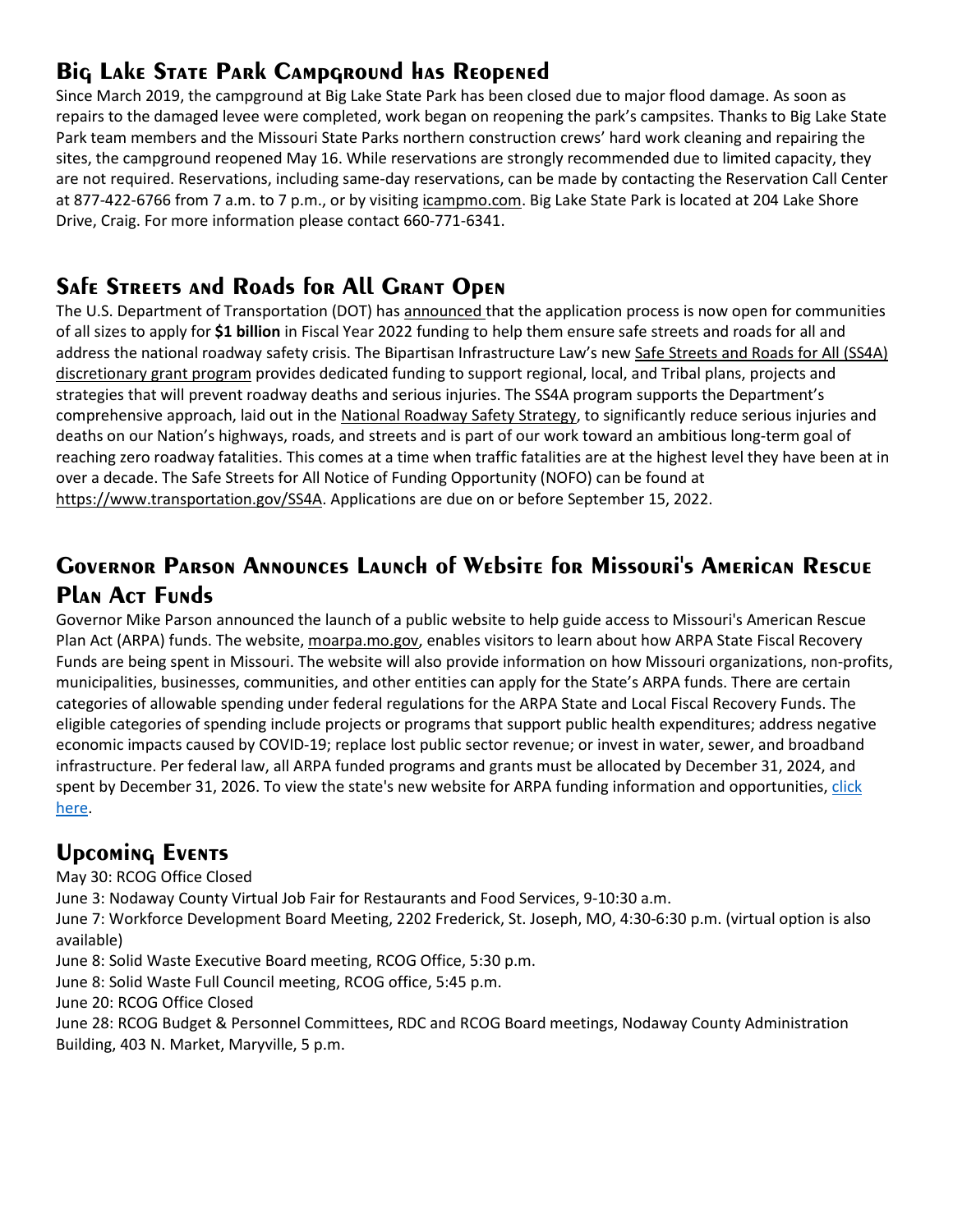## Big Lake State Park Campground has Reopened

Since March 2019, the campground at Big Lake State Park has been closed due to major flood damage. As soon as repairs to the damaged levee were completed, work began on reopening the park's campsites. Thanks to Big Lake State Park team members and the Missouri State Parks northern construction crews' hard work cleaning and repairing the sites, the campground reopened May 16. While reservations are strongly recommended due to limited capacity, they are not required. Reservations, including same-day reservations, can be made by contacting the Reservation Call Center at 877-422-6766 from 7 a.m. to 7 p.m., or by visiting icampmo.com. Big Lake State Park is located at 204 Lake Shore Drive, Craig. For more information please contact 660-771-6341.

## Safe Streets and Roads for All Grant Open

The U.S. Department of Transportation (DOT) has announced that the application process is now open for communities of all sizes to apply for **$1 billion** in Fiscal Year 2022 funding to help them ensure safe streets and roads for all and address the national roadway safety crisis. The Bipartisan Infrastructure Law's new Safe Streets and Roads for All (SS4A) discretionary grant program provides dedicated funding to support regional, local, and Tribal plans, projects and strategies that will prevent roadway deaths and serious injuries. The SS4A program supports the Department's comprehensive approach, laid out in the National Roadway Safety Strategy, to significantly reduce serious injuries and deaths on our Nation's highways, roads, and streets and is part of our work toward an ambitious long-term goal of reaching zero roadway fatalities. This comes at a time when traffic fatalities are at the highest level they have been at in over a decade. The Safe Streets for All Notice of Funding Opportunity (NOFO) can be found at https://www.transportation.gov/SS4A. Applications are due on or before September 15, 2022.

## Governor Parson Announces Launch of Website for Missouri's American Rescue Plan Act Funds

Governor Mike Parson announced the launch of a public website to help guide access to Missouri's American Rescue Plan Act (ARPA) funds. The website, moarpa.mo.gov, enables visitors to learn about how ARPA State Fiscal Recovery Funds are being spent in Missouri. The website will also provide information on how Missouri organizations, non-profits, municipalities, businesses, communities, and other entities can apply for the State's ARPA funds. There are certain categories of allowable spending under federal regulations for the ARPA State and Local Fiscal Recovery Funds. The eligible categories of spending include projects or programs that support public health expenditures; address negative economic impacts caused by COVID-19; replace lost public sector revenue; or invest in water, sewer, and broadband infrastructure. Per federal law, all ARPA funded programs and grants must be allocated by December 31, 2024, and spent by December 31, 2026. To view the state's new website for ARPA funding information and opportunities, click here.

## Upcoming Events

May 30: RCOG Office Closed

June 3: Nodaway County Virtual Job Fair for Restaurants and Food Services, 9-10:30 a.m.

June 7: Workforce Development Board Meeting, 2202 Frederick, St. Joseph, MO, 4:30-6:30 p.m. (virtual option is also available)

June 8: Solid Waste Executive Board meeting, RCOG Office, 5:30 p.m.

June 8: Solid Waste Full Council meeting, RCOG office, 5:45 p.m.

June 20: RCOG Office Closed

June 28: RCOG Budget & Personnel Committees, RDC and RCOG Board meetings, Nodaway County Administration Building, 403 N. Market, Maryville, 5 p.m.